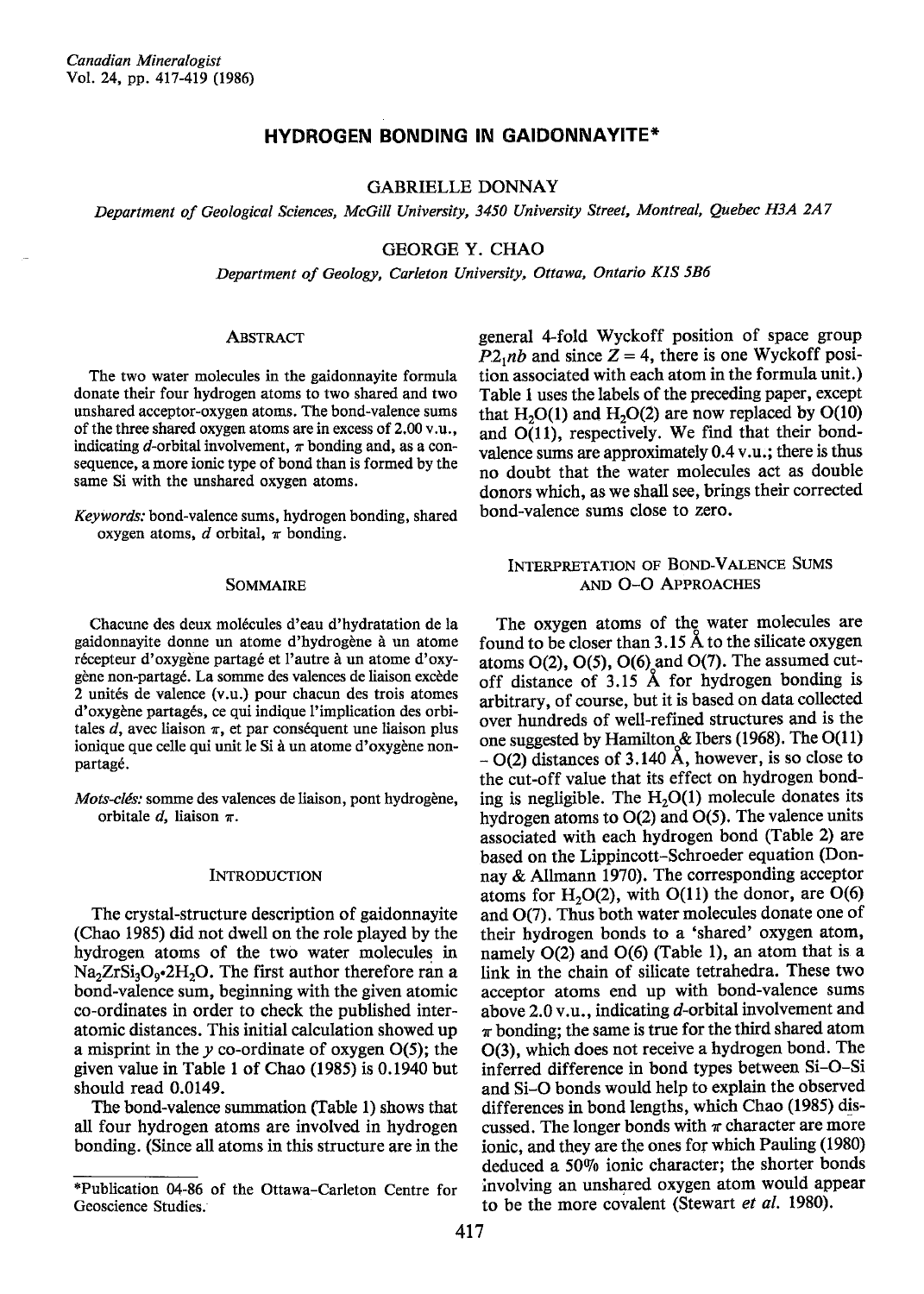# HYDROGEN BONDING IN GAIDONNAYITE*

GABRIELLE DONNAY

*Department of Geological Sciences, McGill University, 3450 University Street, Montreal, Quebec H3A 2A7*

GEORGE Y. CHAO

*Department of Geology, Carleton University, Ottawa, Ontario K1S 5B6*

## Abstract

The two water molecules in the gaidonnayite formula donate their four hydrogen atoms to two shared and two unshared acceptor-oxygen atoms. The bond-valence sums of the three shared oxygen atoms are in excess of 2.00 v.u., indicating *d*-orbital involvement, $\pi$ bonding and, as a consequence, a more ionic type of bond than is formed by the same Si with the unshared oxygen atoms.

*Keywords:* bond-valence sums, hydrogen bonding, shared oxygen atoms, *d* orbital, $\pi$ bonding.

## Sommaire

Chacune des deux molécules d'eau d'hydratation de la gaidonnayite donne un atome d'hydrogène à un atome récepteur d'oxygène partagé et l'autre à un atome d'oxygène non-partagé. La somme des valences de liaison excède 2 unités de valence (v.u.) pour chacun des trois atomes d'oxygène partagés, ce qui indique l'implication des orbitales *d*, avec liaison $\pi$, et par conséquent une liaison plus ionique que celle qui unit le Si à un atome d'oxygène non-partagé.

*Mots-clés:* somme des valences de liaison, pont hydrogène, orbitale *d*, liaison $\pi$.

## Introduction

The crystal-structure description of gaidonnayite (Chao 1985) did not dwell on the role played by the hydrogen atoms of the two water molecules in $Na_2ZrSi_3O_9 \cdot 2H_2O$. The first author therefore ran a bond-valence sum, beginning with the given atomic co-ordinates in order to check the published interatomic distances. This initial calculation showed up a misprint in the *y* co-ordinate of oxygen O(5); the given value in Table 1 of Chao (1985) is 0.1940 but should read 0.0149.

The bond-valence summation (Table 1) shows that all four hydrogen atoms are involved in hydrogen bonding. (Since all atoms in this structure are in the general 4-fold Wyckoff position of space group $P2_1nb$ and since $Z = 4$, there is one Wyckoff position associated with each atom in the formula unit.) Table 1 uses the labels of the preceding paper, except that $H_2O(1)$ and $H_2O(2)$ are now replaced by O(10) and O(11), respectively. We find that their bond-valence sums are approximately 0.4 v.u.; there is thus no doubt that the water molecules act as double donors which, as we shall see, brings their corrected bond-valence sums close to zero.

## Interpretation of Bond-Valence Sums and O–O Approaches

The oxygen atoms of the water molecules are found to be closer than 3.15 Å to the silicate oxygen atoms O(2), O(5), O(6) and O(7). The assumed cut-off distance of 3.15 Å for hydrogen bonding is arbitrary, of course, but it is based on data collected over hundreds of well-refined structures and is the one suggested by Hamilton & Ibers (1968). The O(11) – O(2) distances of 3.140 Å, however, is so close to the cut-off value that its effect on hydrogen bonding is negligible. The $H_2O(1)$ molecule donates its hydrogen atoms to O(2) and O(5). The valence units associated with each hydrogen bond (Table 2) are based on the Lippincott–Schroeder equation (Donnay & Allmann 1970). The corresponding acceptor atoms for $H_2O(2)$, with O(11) the donor, are O(6) and O(7). Thus both water molecules donate one of their hydrogen bonds to a 'shared' oxygen atom, namely O(2) and O(6) (Table 1), an atom that is a link in the chain of silicate tetrahedra. These two acceptor atoms end up with bond-valence sums above 2.0 v.u., indicating *d*-orbital involvement and $\pi$ bonding; the same is true for the third shared atom O(3), which does not receive a hydrogen bond. The inferred difference in bond types between Si–O–Si and Si–O bonds would help to explain the observed differences in bond lengths, which Chao (1985) discussed. The longer bonds with $\pi$ character are more ionic, and they are the ones for which Pauling (1980) deduced a 50% ionic character; the shorter bonds involving an unshared oxygen atom would appear to be the more covalent (Stewart *et al.* 1980).

*Publication 04-86 of the Ottawa–Carleton Centre for Geoscience Studies.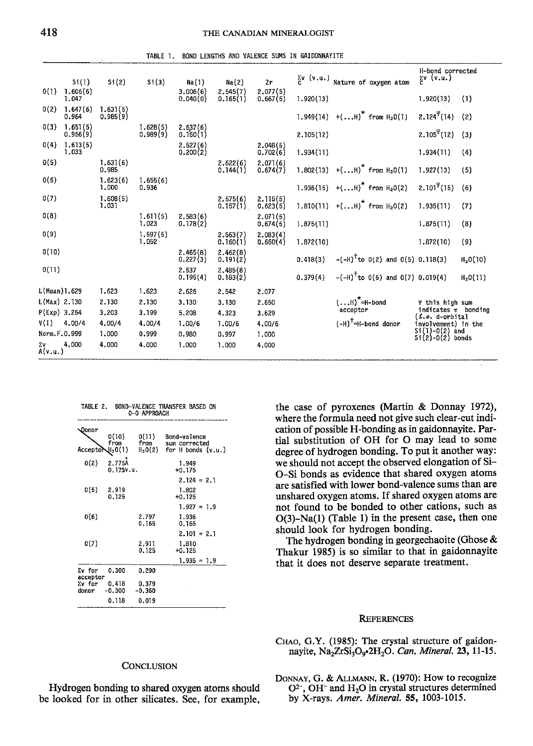TABLE 1. BOND LENGTHS AND VALENCE SUMS IN GAIDONNAYITE

| | Si(1) | Si(2) | Si(3) | Na(1) | Na(2) | Zr | $\Sigma_c v$ (v.u.) | Nature of oxygen atom | H-bond corrected $\Sigma_c v$ (v.u.) | |
|---|---|---|---|---|---|---|---|---|---|---|
| O(1) | 1.606(6) 1.047 | | | 3.006(6) 0.040(0) | 2.545(7) 0.165(1) | 2.077(5) 0.667(5) | 1.920(13) | | 1.920(13) | (1) |
| O(2) | 1.647(6) 0.964 | 1.631(5) 0.985(9) | | | | | 1.949(14) | +(...H)* from $H_2O$(1) | 2.124Ψ(14) | (2) |
| O(3) | 1.651(5) 0.956(9) | | 1.628(5) 0.989(9) | 2.637(6) 0.160(1) | | | 2.105(12) | | 2.105Ψ(12) | (3) |
| O(4) | 1.613(5) 1.033 | | | 2.527(6) 0.200(2) | | 2.048(5) 0.702(6) | 1.934(11) | | 1.934(11) | (4) |
| O(5) | | 1.631(6) 0.985 | | | 2.622(6) 0.144(1) | 2.071(6) 0.674(7) | 1.802(13) | +(...H)* from $H_2O$(1) | 1.927(13) | (5) |
| O(6) | | 1.623(6) 1.000 | 1.655(6) 0.936 | | | | 1.936(15) | +(...H)* from $H_2O$(2) | 2.101Ψ(15) | (6) |
| O(7) | | 1.608(5) 1.031 | | | 2.575(6) 0.157(1) | 2.115(5) 0.623(5) | 1.810(11) | +(...H)* from $H_2O$(2) | 1.935(11) | (7) |
| O(8) | | | 1.611(5) 1.023 | 2.583(6) 0.178(2) | | 2.071(5) 0.674(5) | 1.875(11) | | 1.875(11) | (8) |
| O(9) | | | 1.597(5) 1.052 | | 2.563(7) 0.160(1) | 2.083(4) 0.660(4) | 1.872(10) | | 1.872(10) | (9) |
| O(10) | | | | 2.465(8) 0.227(3) | 2.462(8) 0.191(2) | | 0.418(3) | -(-H)† to O(2) and O(5) | 0.118(3) | $H_2O$(10) |
| O(11) | | | | 2.537 0.195(4) | 2.485(8) 0.183(2) | | 0.379(4) | -(-H)† to O(6) and O(7) | 0.019(4) | $H_2O$(11) |
| L(Mean) | 1.629 | 1.623 | 1.623 | 2.626 | 2.542 | 2.077 | | | | |
| L(Max) | 2.130 | 2.130 | 2.130 | 3.130 | 3.130 | 2.650 | | (...H)*=H-bond acceptor | Ψ this high sum indicates π bonding (*i.e.* d-orbital involvement) in the Si(1)-O(2) and Si(2)-O(2) bonds | |
| P(Exp) | 3.254 | 3.203 | 3.199 | 5.208 | 4.323 | 3.629 | | | | |
| V(I) | 4.00/4 | 4.00/4 | 4.00/4 | 1.00/6 | 1.00/6 | 4.00/6 | | (-H)†=H-bond donor | | |
| Norm.F. | 0.999 | 1.000 | 0.999 | 0.980 | 0.997 | 1.000 | | | | |
| $\Sigma_A v$ (v.u.) | 4.000 | 4.000 | 4.000 | 1.000 | 1.000 | 4.000 | | | | |

TABLE 2. BOND-VALENCE TRANSFER BASED ON O-O APPROACH

| Acceptor \ Donor | O(10) from $H_2O$(1) | O(11) from $H_2O$(2) | Bond-valence sum corrected for H bonds (v.u.) |
|---|---|---|---|
| O(2) | 2.775Å 0.175v.u. | | 1.949 +0.175 2.124 ≈ 2.1 |
| O(5) | 2.919 0.125 | | 1.802 +0.125 1.927 ≈ 1.9 |
| O(6) | | 2.797 0.165 | 1.936 0.165 2.101 ≈ 2.1 |
| O(7) | | 2.911 0.125 | 1.810 +0.125 1.935 ≈ 1.9 |
| Σv for acceptor | 0.300 | 0.290 | |
| Σv for donor | 0.418 -0.300 | 0.379 -0.360 | |
| | 0.118 | 0.019 | |

## Conclusion

Hydrogen bonding to shared oxygen atoms should be looked for in other silicates. See, for example, the case of pyroxenes (Martin & Donnay 1972), where the formula need not give such clear-cut indication of possible H-bonding as in gaidonnayite. Partial substitution of OH for O may lead to some degree of hydrogen bonding. To put it another way: we should not accept the observed elongation of Si-O-Si bonds as evidence that shared oxygen atoms are satisfied with lower bond-valence sums than are unshared oxygen atoms. If shared oxygen atoms are not found to be bonded to other cations, such as O(3)-Na(1) (Table 1) in the present case, then one should look for hydrogen bonding.

The hydrogen bonding in georgechaoite (Ghose & Thakur 1985) is so similar to that in gaidonnayite that it does not deserve separate treatment.

## References

Chao, G.Y. (1985): The crystal structure of gaidonnayite, $Na_2ZrSi_3O_9{\cdot}2H_2O$. *Can. Mineral.* **23**, 11-15.

Donnay, G. & Allmann, R. (1970): How to recognize $O^{2-}$, $OH^-$ and $H_2O$ in crystal structures determined by X-rays. *Amer. Mineral.* **55**, 1003-1015.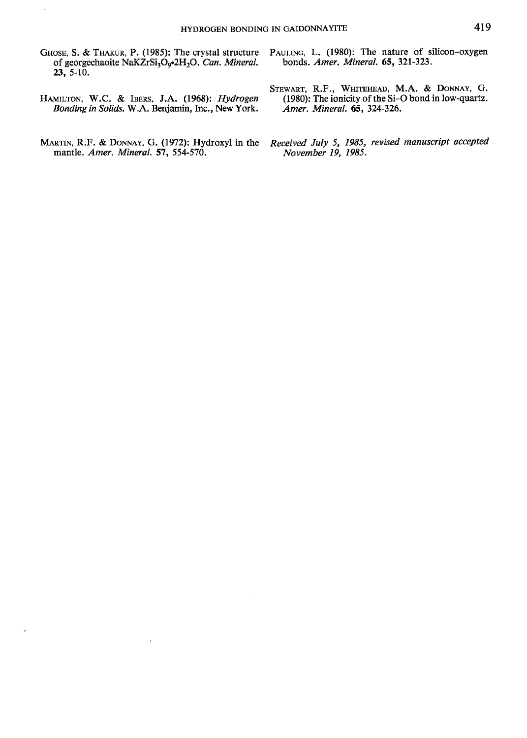GHOSE, S. & THAKUR, P. (1985): The crystal structure of georgechaoite $NaKZrSi_3O_9{\cdot}2H_2O$. *Can. Mineral.* **23**, 5-10.

HAMILTON, W.C. & IBERS, J.A. (1968): *Hydrogen Bonding in Solids.* W.A. Benjamin, Inc., New York.

MARTIN, R.F. & DONNAY, G. (1972): Hydroxyl in the mantle. *Amer. Mineral.* **57**, 554-570.

PAULING, L. (1980): The nature of silicon-oxygen bonds. *Amer. Mineral.* **65**, 321-323.

STEWART, R.F., WHITEHEAD, M.A. & DONNAY, G. (1980): The ionicity of the Si–O bond in low-quartz. *Amer. Mineral.* **65**, 324-326.

*Received July 5, 1985, revised manuscript accepted November 19, 1985.*